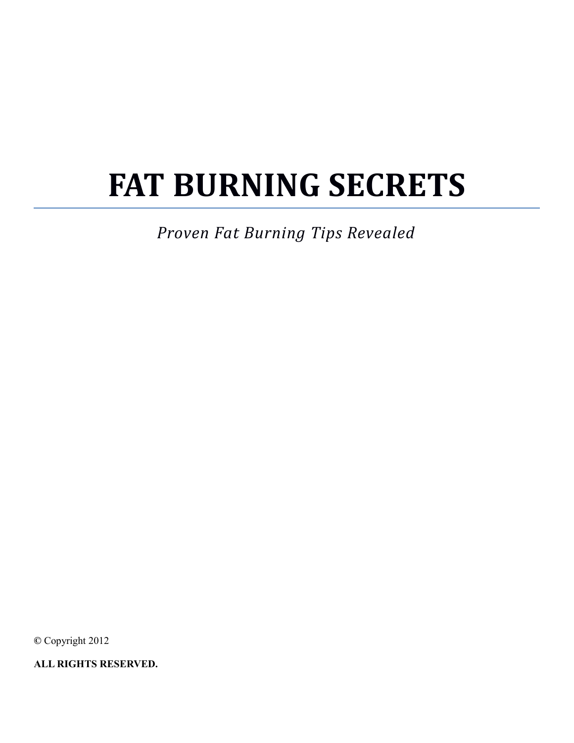# FAT BURNING SECRETS

*Proven Fat Burning Tips Revealed*

© Copyright 2012

**ALL RIGHTS RESERVED.**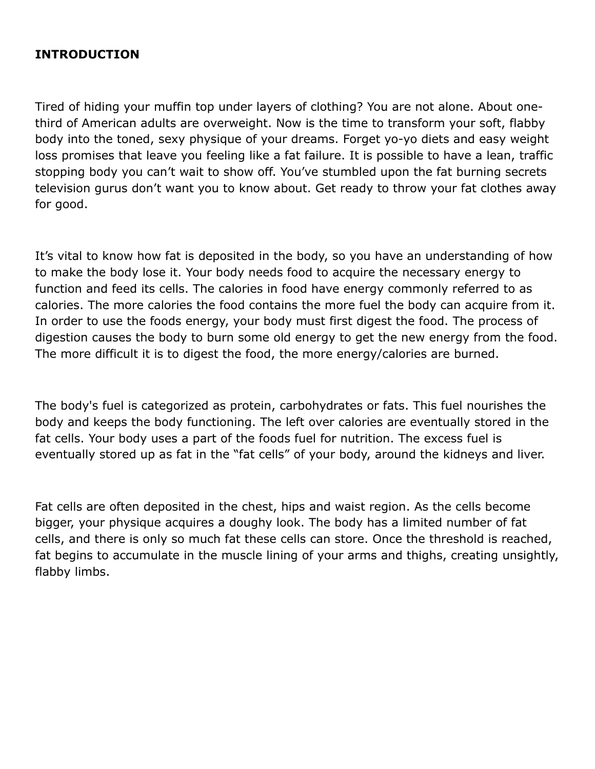**INTRODUCTION**

Tired of hiding your muffin top under layers of clothing? You are not alone. About one-third of American adults are overweight. Now is the time to transform your soft, flabby body into the toned, sexy physique of your dreams. Forget yo-yo diets and easy weight loss promises that leave you feeling like a fat failure. It is possible to have a lean, traffic stopping body you can't wait to show off. You've stumbled upon the fat burning secrets television gurus don't want you to know about. Get ready to throw your fat clothes away for good.

It's vital to know how fat is deposited in the body, so you have an understanding of how to make the body lose it. Your body needs food to acquire the necessary energy to function and feed its cells. The calories in food have energy commonly referred to as calories. The more calories the food contains the more fuel the body can acquire from it. In order to use the foods energy, your body must first digest the food. The process of digestion causes the body to burn some old energy to get the new energy from the food. The more difficult it is to digest the food, the more energy/calories are burned.

The body's fuel is categorized as protein, carbohydrates or fats. This fuel nourishes the body and keeps the body functioning. The left over calories are eventually stored in the fat cells. Your body uses a part of the foods fuel for nutrition. The excess fuel is eventually stored up as fat in the "fat cells" of your body, around the kidneys and liver.

Fat cells are often deposited in the chest, hips and waist region. As the cells become bigger, your physique acquires a doughy look. The body has a limited number of fat cells, and there is only so much fat these cells can store. Once the threshold is reached, fat begins to accumulate in the muscle lining of your arms and thighs, creating unsightly, flabby limbs.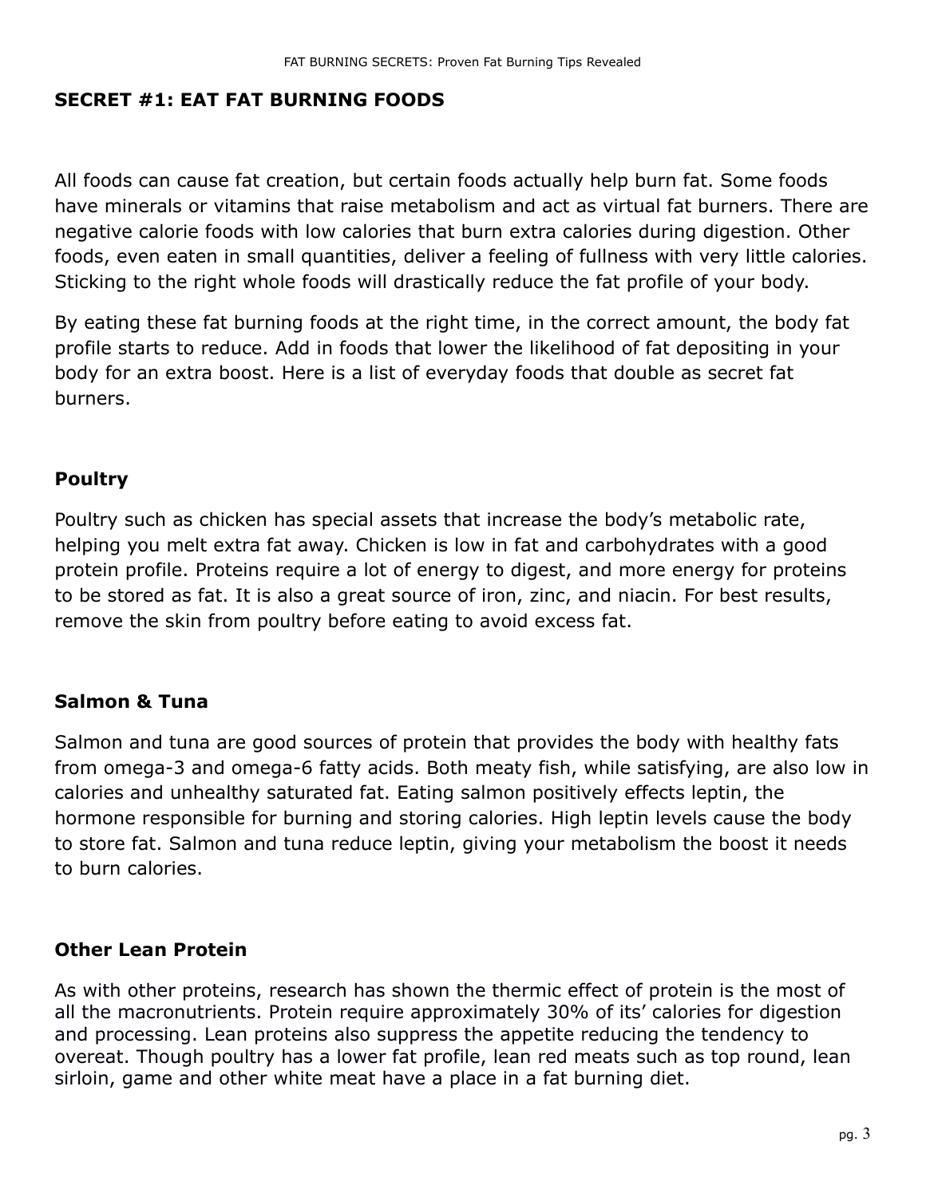## SECRET #1: EAT FAT BURNING FOODS

All foods can cause fat creation, but certain foods actually help burn fat. Some foods have minerals or vitamins that raise metabolism and act as virtual fat burners. There are negative calorie foods with low calories that burn extra calories during digestion. Other foods, even eaten in small quantities, deliver a feeling of fullness with very little calories. Sticking to the right whole foods will drastically reduce the fat profile of your body.

By eating these fat burning foods at the right time, in the correct amount, the body fat profile starts to reduce. Add in foods that lower the likelihood of fat depositing in your body for an extra boost. Here is a list of everyday foods that double as secret fat burners.

### Poultry

Poultry such as chicken has special assets that increase the body's metabolic rate, helping you melt extra fat away. Chicken is low in fat and carbohydrates with a good protein profile. Proteins require a lot of energy to digest, and more energy for proteins to be stored as fat. It is also a great source of iron, zinc, and niacin. For best results, remove the skin from poultry before eating to avoid excess fat.

### Salmon & Tuna

Salmon and tuna are good sources of protein that provides the body with healthy fats from omega-3 and omega-6 fatty acids. Both meaty fish, while satisfying, are also low in calories and unhealthy saturated fat. Eating salmon positively effects leptin, the hormone responsible for burning and storing calories. High leptin levels cause the body to store fat. Salmon and tuna reduce leptin, giving your metabolism the boost it needs to burn calories.

### Other Lean Protein

As with other proteins, research has shown the thermic effect of protein is the most of all the macronutrients. Protein require approximately 30% of its' calories for digestion and processing. Lean proteins also suppress the appetite reducing the tendency to overeat. Though poultry has a lower fat profile, lean red meats such as top round, lean sirloin, game and other white meat have a place in a fat burning diet.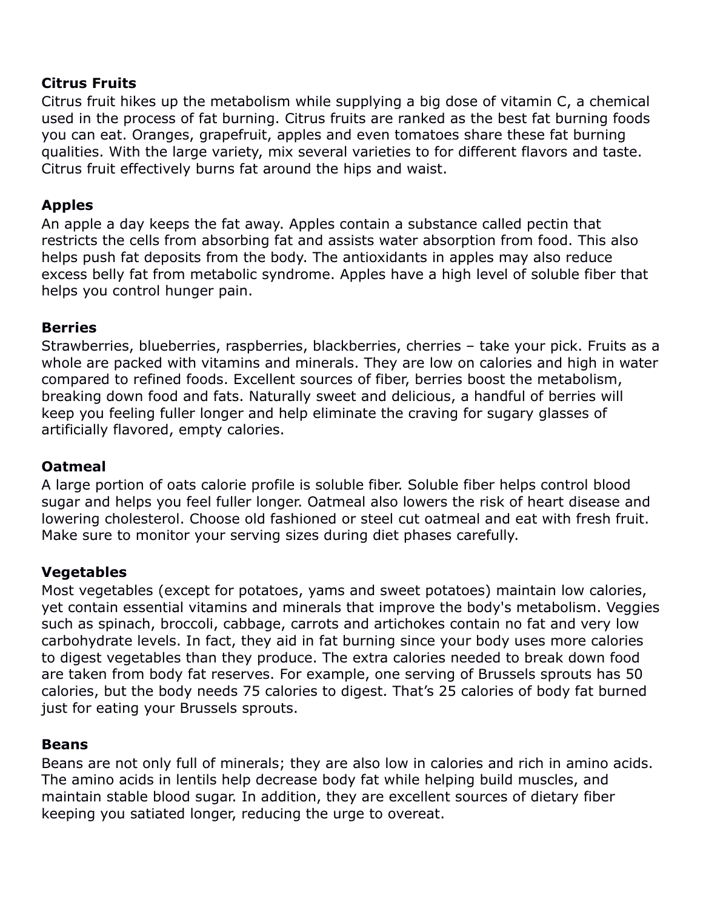**Citrus Fruits**
Citrus fruit hikes up the metabolism while supplying a big dose of vitamin C, a chemical used in the process of fat burning. Citrus fruits are ranked as the best fat burning foods you can eat. Oranges, grapefruit, apples and even tomatoes share these fat burning qualities. With the large variety, mix several varieties to for different flavors and taste. Citrus fruit effectively burns fat around the hips and waist.

**Apples**
An apple a day keeps the fat away. Apples contain a substance called pectin that restricts the cells from absorbing fat and assists water absorption from food. This also helps push fat deposits from the body. The antioxidants in apples may also reduce excess belly fat from metabolic syndrome. Apples have a high level of soluble fiber that helps you control hunger pain.

**Berries**
Strawberries, blueberries, raspberries, blackberries, cherries – take your pick. Fruits as a whole are packed with vitamins and minerals. They are low on calories and high in water compared to refined foods. Excellent sources of fiber, berries boost the metabolism, breaking down food and fats. Naturally sweet and delicious, a handful of berries will keep you feeling fuller longer and help eliminate the craving for sugary glasses of artificially flavored, empty calories.

**Oatmeal**
A large portion of oats calorie profile is soluble fiber. Soluble fiber helps control blood sugar and helps you feel fuller longer. Oatmeal also lowers the risk of heart disease and lowering cholesterol. Choose old fashioned or steel cut oatmeal and eat with fresh fruit. Make sure to monitor your serving sizes during diet phases carefully.

**Vegetables**
Most vegetables (except for potatoes, yams and sweet potatoes) maintain low calories, yet contain essential vitamins and minerals that improve the body's metabolism. Veggies such as spinach, broccoli, cabbage, carrots and artichokes contain no fat and very low carbohydrate levels. In fact, they aid in fat burning since your body uses more calories to digest vegetables than they produce. The extra calories needed to break down food are taken from body fat reserves. For example, one serving of Brussels sprouts has 50 calories, but the body needs 75 calories to digest. That's 25 calories of body fat burned just for eating your Brussels sprouts.

**Beans**
Beans are not only full of minerals; they are also low in calories and rich in amino acids. The amino acids in lentils help decrease body fat while helping build muscles, and maintain stable blood sugar. In addition, they are excellent sources of dietary fiber keeping you satiated longer, reducing the urge to overeat.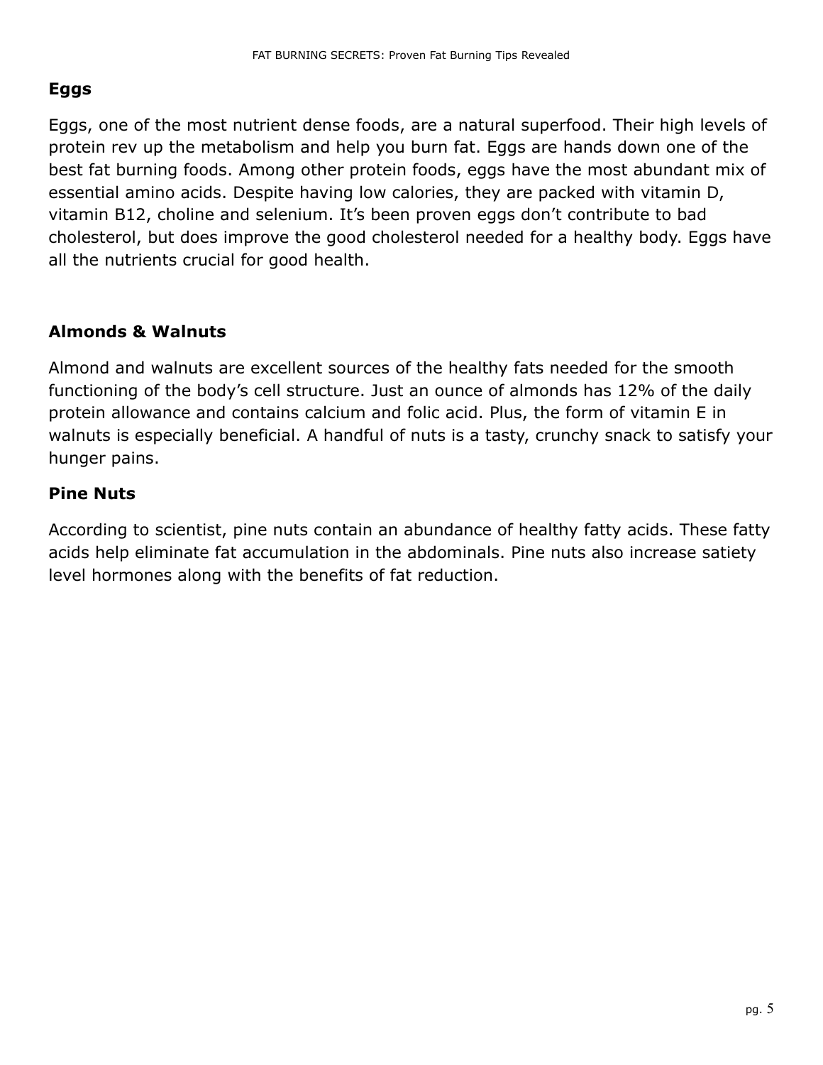## Eggs

Eggs, one of the most nutrient dense foods, are a natural superfood. Their high levels of protein rev up the metabolism and help you burn fat. Eggs are hands down one of the best fat burning foods. Among other protein foods, eggs have the most abundant mix of essential amino acids. Despite having low calories, they are packed with vitamin D, vitamin B12, choline and selenium. It's been proven eggs don't contribute to bad cholesterol, but does improve the good cholesterol needed for a healthy body. Eggs have all the nutrients crucial for good health.

## Almonds & Walnuts

Almond and walnuts are excellent sources of the healthy fats needed for the smooth functioning of the body's cell structure. Just an ounce of almonds has 12% of the daily protein allowance and contains calcium and folic acid. Plus, the form of vitamin E in walnuts is especially beneficial. A handful of nuts is a tasty, crunchy snack to satisfy your hunger pains.

## Pine Nuts

According to scientist, pine nuts contain an abundance of healthy fatty acids. These fatty acids help eliminate fat accumulation in the abdominals. Pine nuts also increase satiety level hormones along with the benefits of fat reduction.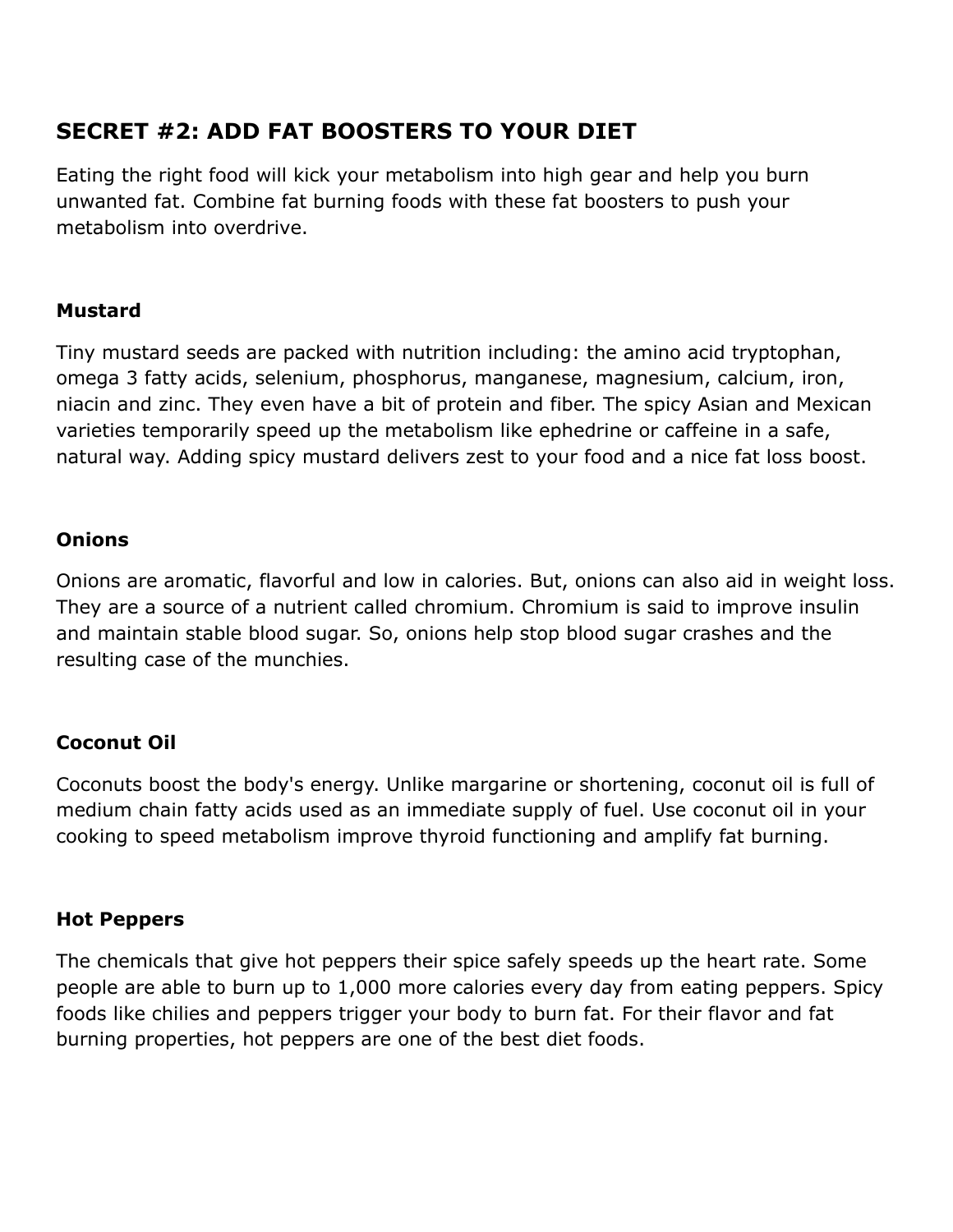## SECRET #2: ADD FAT BOOSTERS TO YOUR DIET

Eating the right food will kick your metabolism into high gear and help you burn unwanted fat. Combine fat burning foods with these fat boosters to push your metabolism into overdrive.

### Mustard

Tiny mustard seeds are packed with nutrition including: the amino acid tryptophan, omega 3 fatty acids, selenium, phosphorus, manganese, magnesium, calcium, iron, niacin and zinc. They even have a bit of protein and fiber. The spicy Asian and Mexican varieties temporarily speed up the metabolism like ephedrine or caffeine in a safe, natural way. Adding spicy mustard delivers zest to your food and a nice fat loss boost.

### Onions

Onions are aromatic, flavorful and low in calories. But, onions can also aid in weight loss. They are a source of a nutrient called chromium. Chromium is said to improve insulin and maintain stable blood sugar. So, onions help stop blood sugar crashes and the resulting case of the munchies.

### Coconut Oil

Coconuts boost the body's energy. Unlike margarine or shortening, coconut oil is full of medium chain fatty acids used as an immediate supply of fuel. Use coconut oil in your cooking to speed metabolism improve thyroid functioning and amplify fat burning.

### Hot Peppers

The chemicals that give hot peppers their spice safely speeds up the heart rate. Some people are able to burn up to 1,000 more calories every day from eating peppers. Spicy foods like chilies and peppers trigger your body to burn fat. For their flavor and fat burning properties, hot peppers are one of the best diet foods.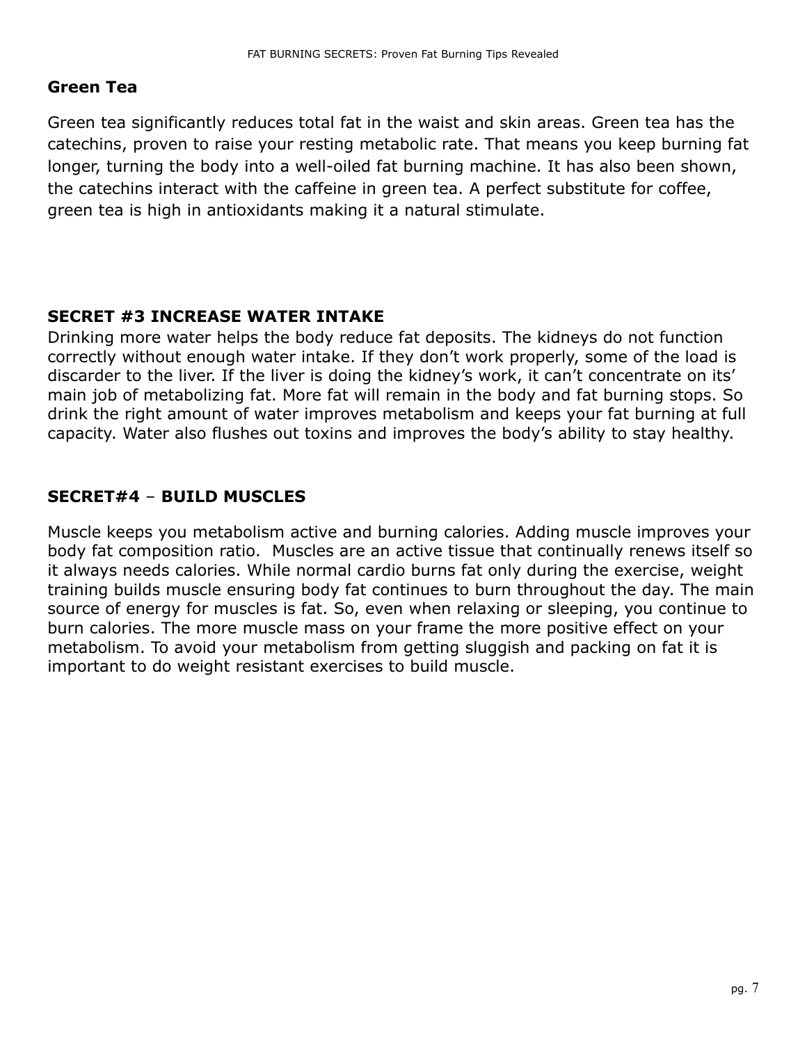### Green Tea

Green tea significantly reduces total fat in the waist and skin areas. Green tea has the catechins, proven to raise your resting metabolic rate. That means you keep burning fat longer, turning the body into a well-oiled fat burning machine. It has also been shown, the catechins interact with the caffeine in green tea. A perfect substitute for coffee, green tea is high in antioxidants making it a natural stimulate.

### SECRET #3 INCREASE WATER INTAKE

Drinking more water helps the body reduce fat deposits. The kidneys do not function correctly without enough water intake. If they don't work properly, some of the load is discarder to the liver. If the liver is doing the kidney's work, it can't concentrate on its' main job of metabolizing fat. More fat will remain in the body and fat burning stops. So drink the right amount of water improves metabolism and keeps your fat burning at full capacity. Water also flushes out toxins and improves the body's ability to stay healthy.

### SECRET#4 – BUILD MUSCLES

Muscle keeps you metabolism active and burning calories. Adding muscle improves your body fat composition ratio. Muscles are an active tissue that continually renews itself so it always needs calories. While normal cardio burns fat only during the exercise, weight training builds muscle ensuring body fat continues to burn throughout the day. The main source of energy for muscles is fat. So, even when relaxing or sleeping, you continue to burn calories. The more muscle mass on your frame the more positive effect on your metabolism. To avoid your metabolism from getting sluggish and packing on fat it is important to do weight resistant exercises to build muscle.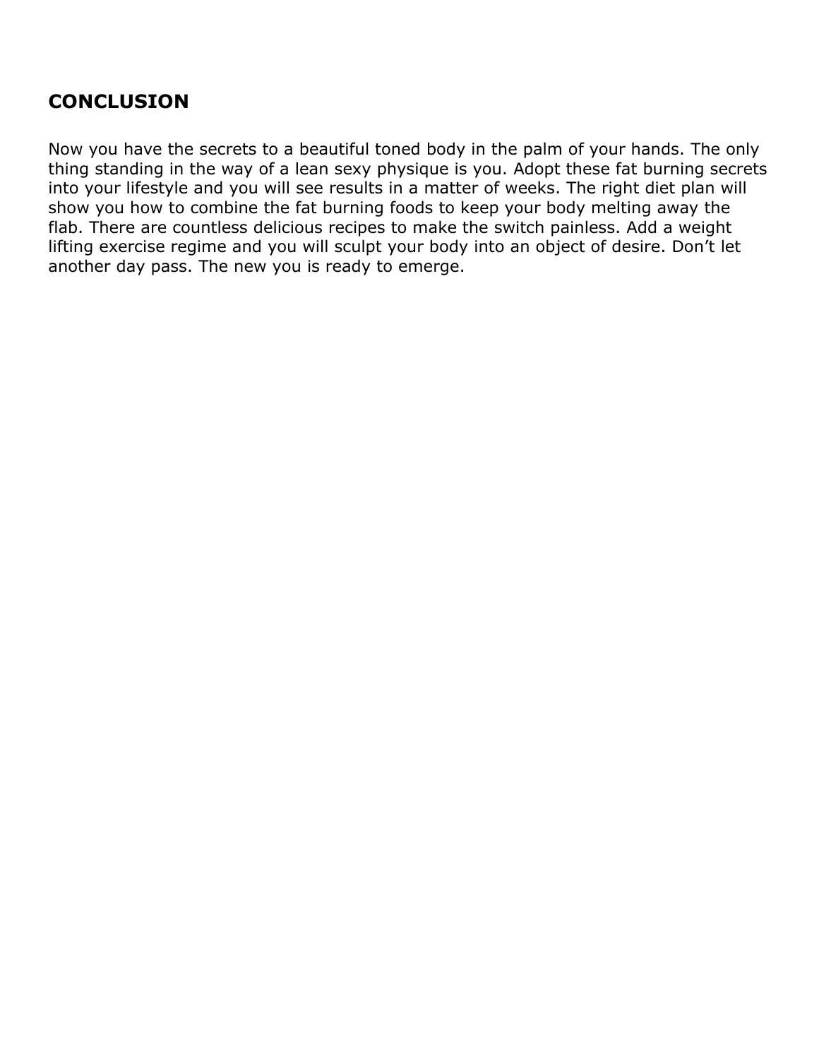## CONCLUSION

Now you have the secrets to a beautiful toned body in the palm of your hands. The only thing standing in the way of a lean sexy physique is you. Adopt these fat burning secrets into your lifestyle and you will see results in a matter of weeks. The right diet plan will show you how to combine the fat burning foods to keep your body melting away the flab. There are countless delicious recipes to make the switch painless. Add a weight lifting exercise regime and you will sculpt your body into an object of desire. Don't let another day pass. The new you is ready to emerge.